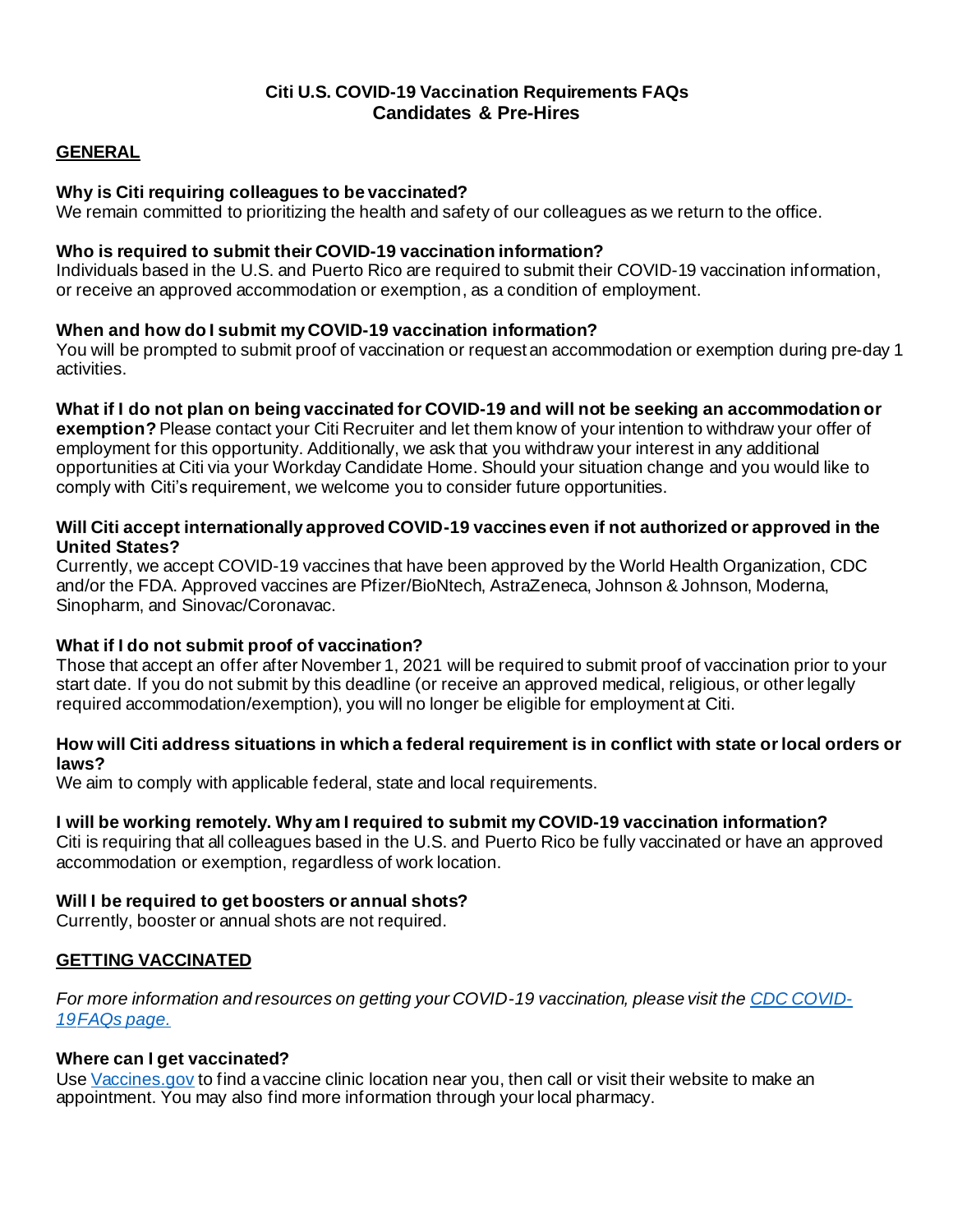# Citi U.S. COVID-19 Vaccination Requirements FAQs
## Candidates & Pre-Hires

## GENERAL

### Why is Citi requiring colleagues to be vaccinated?

We remain committed to prioritizing the health and safety of our colleagues as we return to the office.

### Who is required to submit their COVID-19 vaccination information?

Individuals based in the U.S. and Puerto Rico are required to submit their COVID-19 vaccination information, or receive an approved accommodation or exemption, as a condition of employment.

### When and how do I submit my COVID-19 vaccination information?

You will be prompted to submit proof of vaccination or request an accommodation or exemption during pre-day 1 activities.

**What if I do not plan on being vaccinated for COVID-19 and will not be seeking an accommodation or exemption?** Please contact your Citi Recruiter and let them know of your intention to withdraw your offer of employment for this opportunity. Additionally, we ask that you withdraw your interest in any additional opportunities at Citi via your Workday Candidate Home. Should your situation change and you would like to comply with Citi's requirement, we welcome you to consider future opportunities.

### Will Citi accept internationally approved COVID-19 vaccines even if not authorized or approved in the United States?

Currently, we accept COVID-19 vaccines that have been approved by the World Health Organization, CDC and/or the FDA. Approved vaccines are Pfizer/BioNtech, AstraZeneca, Johnson & Johnson, Moderna, Sinopharm, and Sinovac/Coronavac.

### What if I do not submit proof of vaccination?

Those that accept an offer after November 1, 2021 will be required to submit proof of vaccination prior to your start date. If you do not submit by this deadline (or receive an approved medical, religious, or other legally required accommodation/exemption), you will no longer be eligible for employment at Citi.

### How will Citi address situations in which a federal requirement is in conflict with state or local orders or laws?

We aim to comply with applicable federal, state and local requirements.

### I will be working remotely. Why am I required to submit my COVID-19 vaccination information?

Citi is requiring that all colleagues based in the U.S. and Puerto Rico be fully vaccinated or have an approved accommodation or exemption, regardless of work location.

### Will I be required to get boosters or annual shots?

Currently, booster or annual shots are not required.

## GETTING VACCINATED

*For more information and resources on getting your COVID-19 vaccination, please visit the [CDC COVID-19 FAQs page.]()*

### Where can I get vaccinated?

Use [Vaccines.gov]() to find a vaccine clinic location near you, then call or visit their website to make an appointment. You may also find more information through your local pharmacy.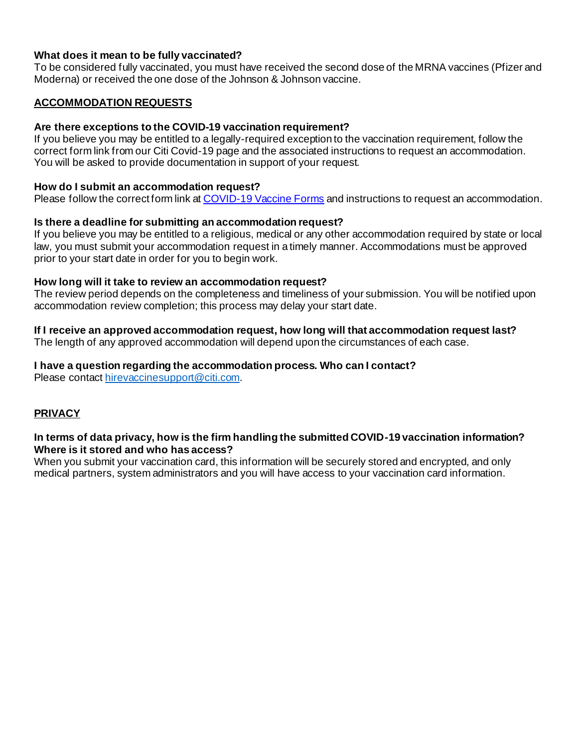**What does it mean to be fully vaccinated?**
To be considered fully vaccinated, you must have received the second dose of the MRNA vaccines (Pfizer and Moderna) or received the one dose of the Johnson & Johnson vaccine.

## ACCOMMODATION REQUESTS

**Are there exceptions to the COVID-19 vaccination requirement?**
If you believe you may be entitled to a legally-required exception to the vaccination requirement, follow the correct form link from our Citi Covid-19 page and the associated instructions to request an accommodation. You will be asked to provide documentation in support of your request.

**How do I submit an accommodation request?**
Please follow the correct form link at [COVID-19 Vaccine Forms]() and instructions to request an accommodation.

**Is there a deadline for submitting an accommodation request?**
If you believe you may be entitled to a religious, medical or any other accommodation required by state or local law, you must submit your accommodation request in a timely manner. Accommodations must be approved prior to your start date in order for you to begin work.

**How long will it take to review an accommodation request?**
The review period depends on the completeness and timeliness of your submission. You will be notified upon accommodation review completion; this process may delay your start date.

**If I receive an approved accommodation request, how long will that accommodation request last?**
The length of any approved accommodation will depend upon the circumstances of each case.

**I have a question regarding the accommodation process. Who can I contact?**
Please contact hirevaccinesupport@citi.com.

## PRIVACY

**In terms of data privacy, how is the firm handling the submitted COVID-19 vaccination information? Where is it stored and who has access?**
When you submit your vaccination card, this information will be securely stored and encrypted, and only medical partners, system administrators and you will have access to your vaccination card information.